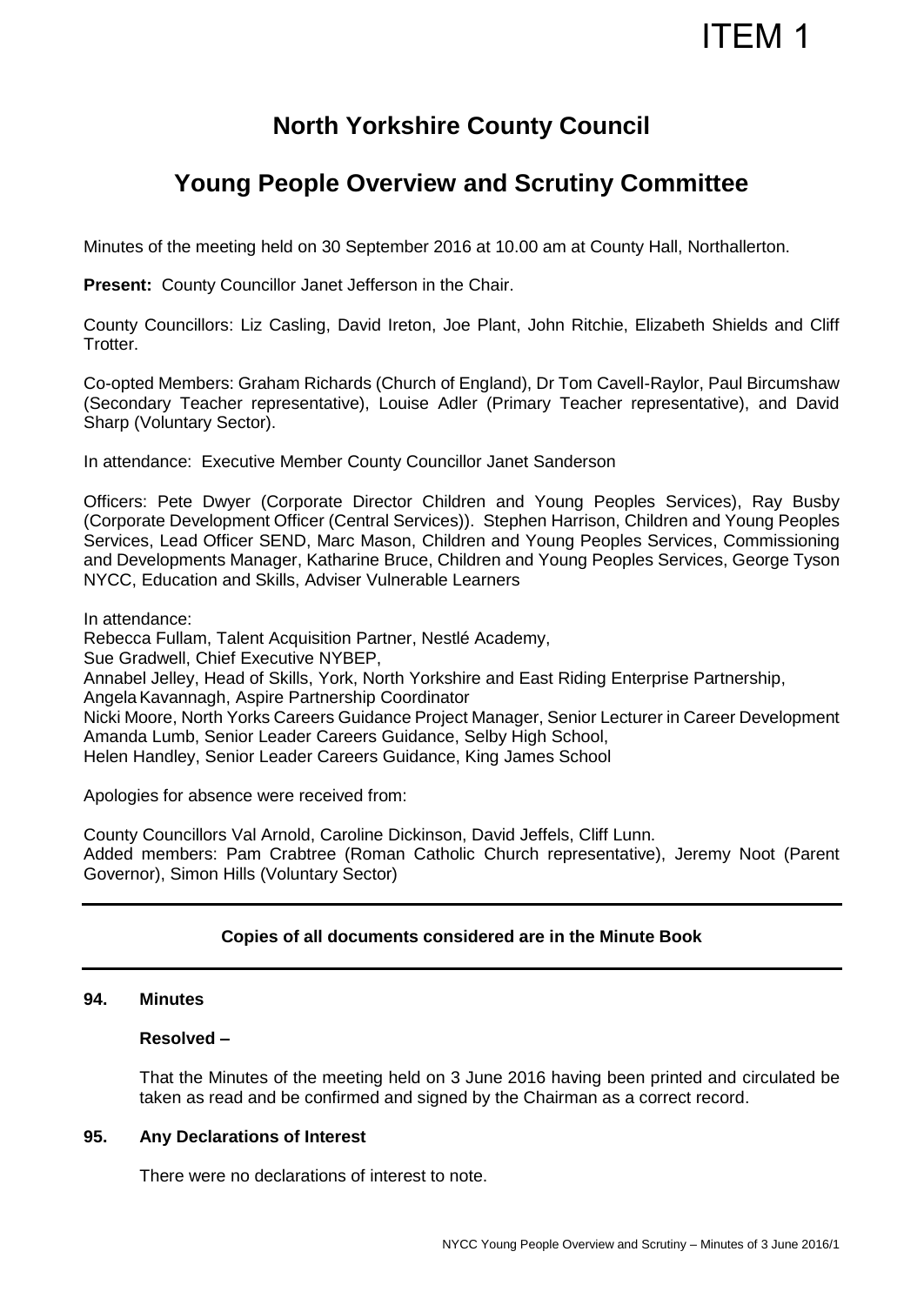ITEM 1

# North Yorkshire County Council

## Young People Overview and Scrutiny Committee

Minutes of the meeting held on 30 September 2016 at 10.00 am at County Hall, Northallerton.

**Present:** County Councillor Janet Jefferson in the Chair.

County Councillors: Liz Casling, David Ireton, Joe Plant, John Ritchie, Elizabeth Shields and Cliff Trotter.

Co-opted Members: Graham Richards (Church of England), Dr Tom Cavell-Raylor, Paul Bircumshaw (Secondary Teacher representative), Louise Adler (Primary Teacher representative), and David Sharp (Voluntary Sector).

In attendance: Executive Member County Councillor Janet Sanderson

Officers: Pete Dwyer (Corporate Director Children and Young Peoples Services), Ray Busby (Corporate Development Officer (Central Services)). Stephen Harrison, Children and Young Peoples Services, Lead Officer SEND, Marc Mason, Children and Young Peoples Services, Commissioning and Developments Manager, Katharine Bruce, Children and Young Peoples Services, George Tyson NYCC, Education and Skills, Adviser Vulnerable Learners

In attendance:
Rebecca Fullam, Talent Acquisition Partner, Nestlé Academy,
Sue Gradwell, Chief Executive NYBEP,
Annabel Jelley, Head of Skills, York, North Yorkshire and East Riding Enterprise Partnership,
Angela Kavannagh, Aspire Partnership Coordinator
Nicki Moore, North Yorks Careers Guidance Project Manager, Senior Lecturer in Career Development
Amanda Lumb, Senior Leader Careers Guidance, Selby High School,
Helen Handley, Senior Leader Careers Guidance, King James School

Apologies for absence were received from:

County Councillors Val Arnold, Caroline Dickinson, David Jeffels, Cliff Lunn.
Added members: Pam Crabtree (Roman Catholic Church representative), Jeremy Noot (Parent Governor), Simon Hills (Voluntary Sector)

---

**Copies of all documents considered are in the Minute Book**

---

### 94. Minutes

**Resolved –**

That the Minutes of the meeting held on 3 June 2016 having been printed and circulated be taken as read and be confirmed and signed by the Chairman as a correct record.

### 95. Any Declarations of Interest

There were no declarations of interest to note.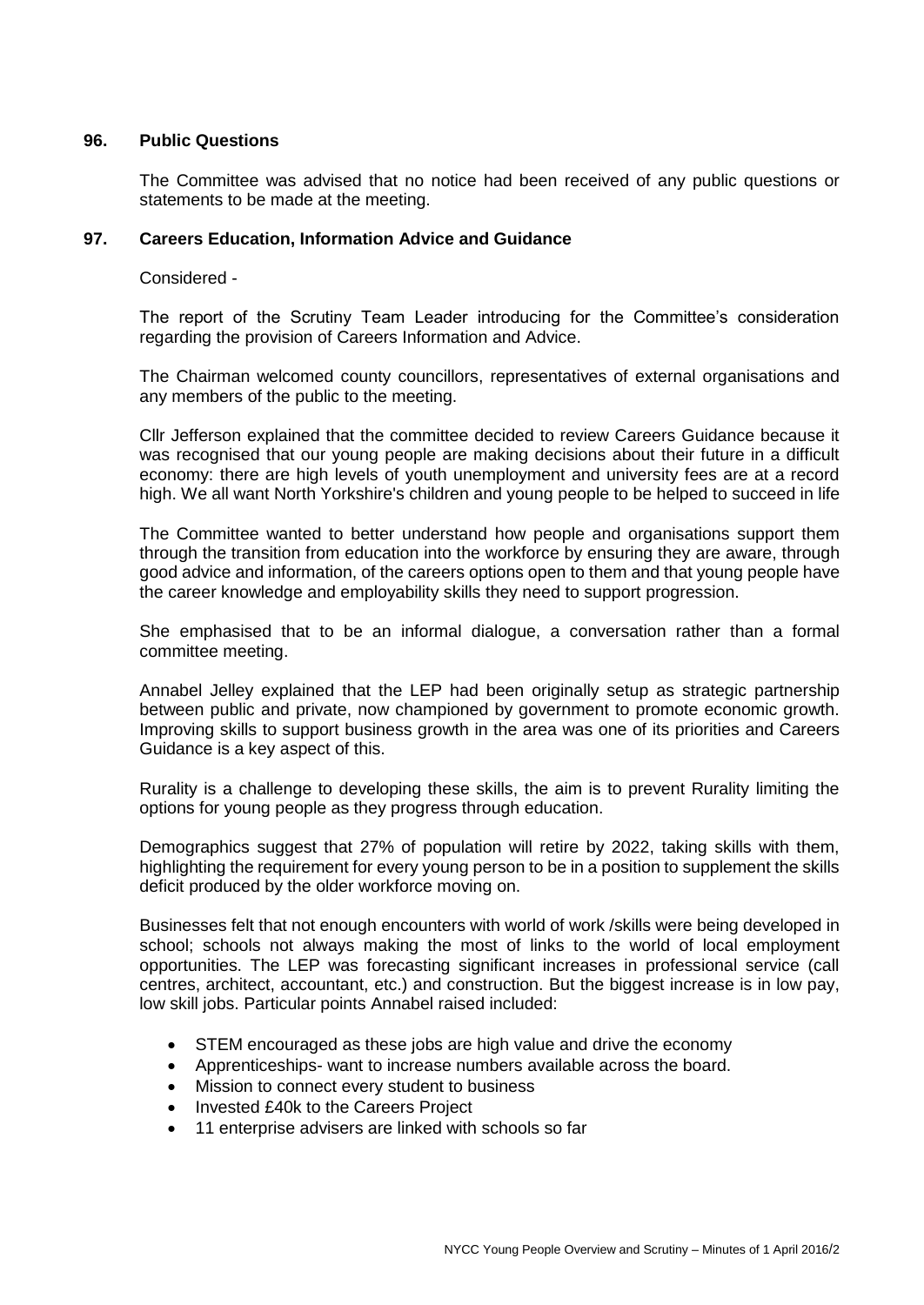## 96. Public Questions

The Committee was advised that no notice had been received of any public questions or statements to be made at the meeting.

## 97. Careers Education, Information Advice and Guidance

Considered -

The report of the Scrutiny Team Leader introducing for the Committee's consideration regarding the provision of Careers Information and Advice.

The Chairman welcomed county councillors, representatives of external organisations and any members of the public to the meeting.

Cllr Jefferson explained that the committee decided to review Careers Guidance because it was recognised that our young people are making decisions about their future in a difficult economy: there are high levels of youth unemployment and university fees are at a record high. We all want North Yorkshire's children and young people to be helped to succeed in life

The Committee wanted to better understand how people and organisations support them through the transition from education into the workforce by ensuring they are aware, through good advice and information, of the careers options open to them and that young people have the career knowledge and employability skills they need to support progression.

She emphasised that to be an informal dialogue, a conversation rather than a formal committee meeting.

Annabel Jelley explained that the LEP had been originally setup as strategic partnership between public and private, now championed by government to promote economic growth. Improving skills to support business growth in the area was one of its priorities and Careers Guidance is a key aspect of this.

Rurality is a challenge to developing these skills, the aim is to prevent Rurality limiting the options for young people as they progress through education.

Demographics suggest that 27% of population will retire by 2022, taking skills with them, highlighting the requirement for every young person to be in a position to supplement the skills deficit produced by the older workforce moving on.

Businesses felt that not enough encounters with world of work /skills were being developed in school; schools not always making the most of links to the world of local employment opportunities. The LEP was forecasting significant increases in professional service (call centres, architect, accountant, etc.) and construction. But the biggest increase is in low pay, low skill jobs. Particular points Annabel raised included:

- STEM encouraged as these jobs are high value and drive the economy
- Apprenticeships- want to increase numbers available across the board.
- Mission to connect every student to business
- Invested £40k to the Careers Project
- 11 enterprise advisers are linked with schools so far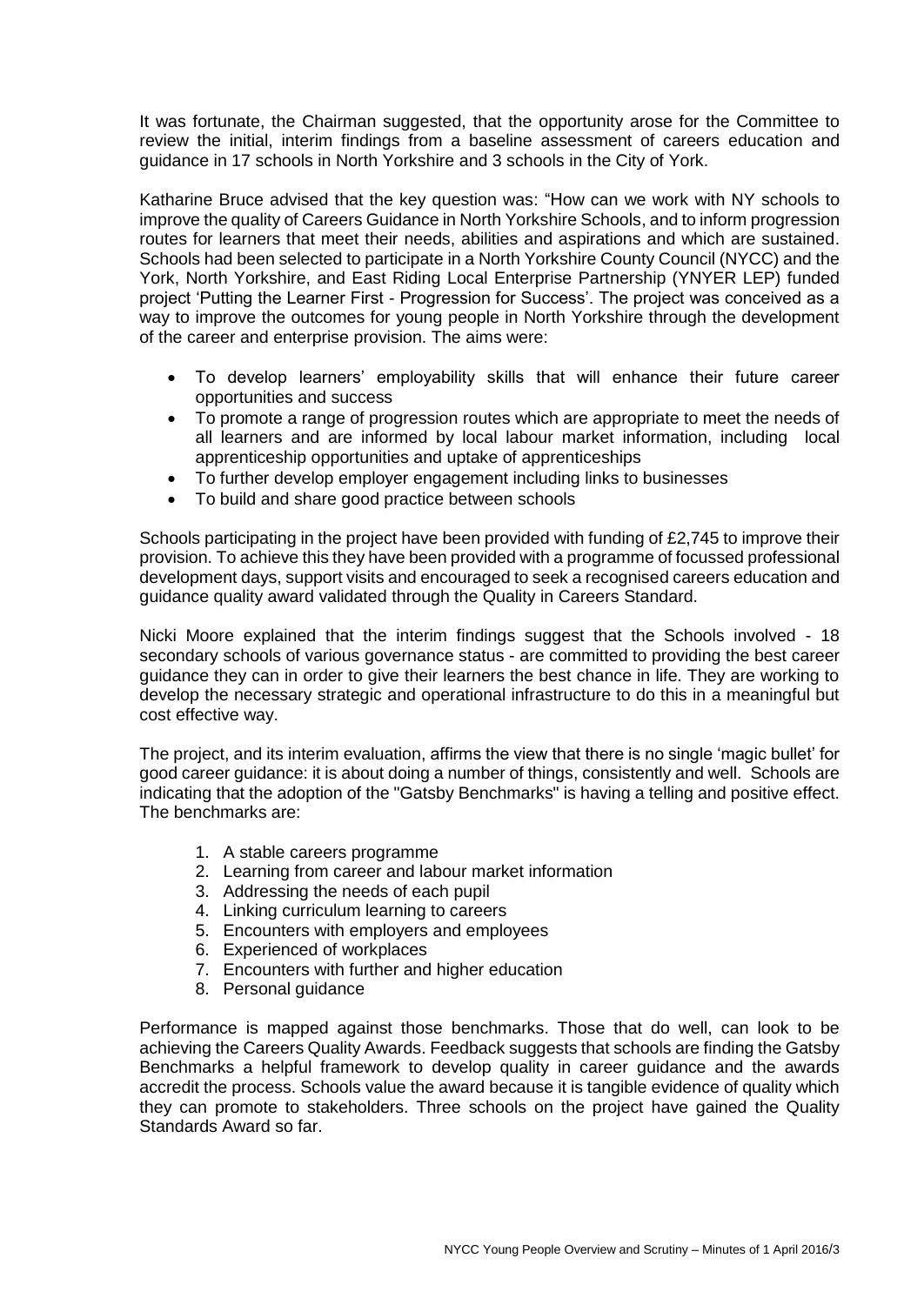It was fortunate, the Chairman suggested, that the opportunity arose for the Committee to review the initial, interim findings from a baseline assessment of careers education and guidance in 17 schools in North Yorkshire and 3 schools in the City of York.

Katharine Bruce advised that the key question was: "How can we work with NY schools to improve the quality of Careers Guidance in North Yorkshire Schools, and to inform progression routes for learners that meet their needs, abilities and aspirations and which are sustained. Schools had been selected to participate in a North Yorkshire County Council (NYCC) and the York, North Yorkshire, and East Riding Local Enterprise Partnership (YNYER LEP) funded project 'Putting the Learner First - Progression for Success'. The project was conceived as a way to improve the outcomes for young people in North Yorkshire through the development of the career and enterprise provision. The aims were:

- To develop learners' employability skills that will enhance their future career opportunities and success
- To promote a range of progression routes which are appropriate to meet the needs of all learners and are informed by local labour market information, including local apprenticeship opportunities and uptake of apprenticeships
- To further develop employer engagement including links to businesses
- To build and share good practice between schools

Schools participating in the project have been provided with funding of £2,745 to improve their provision. To achieve this they have been provided with a programme of focussed professional development days, support visits and encouraged to seek a recognised careers education and guidance quality award validated through the Quality in Careers Standard.

Nicki Moore explained that the interim findings suggest that the Schools involved - 18 secondary schools of various governance status - are committed to providing the best career guidance they can in order to give their learners the best chance in life. They are working to develop the necessary strategic and operational infrastructure to do this in a meaningful but cost effective way.

The project, and its interim evaluation, affirms the view that there is no single 'magic bullet' for good career guidance: it is about doing a number of things, consistently and well. Schools are indicating that the adoption of the "Gatsby Benchmarks" is having a telling and positive effect. The benchmarks are:

1. A stable careers programme
2. Learning from career and labour market information
3. Addressing the needs of each pupil
4. Linking curriculum learning to careers
5. Encounters with employers and employees
6. Experienced of workplaces
7. Encounters with further and higher education
8. Personal guidance

Performance is mapped against those benchmarks. Those that do well, can look to be achieving the Careers Quality Awards. Feedback suggests that schools are finding the Gatsby Benchmarks a helpful framework to develop quality in career guidance and the awards accredit the process. Schools value the award because it is tangible evidence of quality which they can promote to stakeholders. Three schools on the project have gained the Quality Standards Award so far.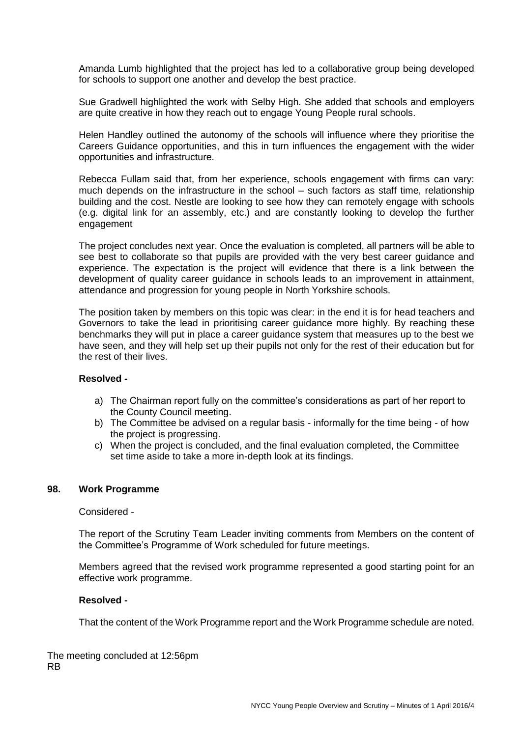Amanda Lumb highlighted that the project has led to a collaborative group being developed for schools to support one another and develop the best practice.

Sue Gradwell highlighted the work with Selby High. She added that schools and employers are quite creative in how they reach out to engage Young People rural schools.

Helen Handley outlined the autonomy of the schools will influence where they prioritise the Careers Guidance opportunities, and this in turn influences the engagement with the wider opportunities and infrastructure.

Rebecca Fullam said that, from her experience, schools engagement with firms can vary: much depends on the infrastructure in the school – such factors as staff time, relationship building and the cost. Nestle are looking to see how they can remotely engage with schools (e.g. digital link for an assembly, etc.) and are constantly looking to develop the further engagement

The project concludes next year. Once the evaluation is completed, all partners will be able to see best to collaborate so that pupils are provided with the very best career guidance and experience. The expectation is the project will evidence that there is a link between the development of quality career guidance in schools leads to an improvement in attainment, attendance and progression for young people in North Yorkshire schools.

The position taken by members on this topic was clear: in the end it is for head teachers and Governors to take the lead in prioritising career guidance more highly. By reaching these benchmarks they will put in place a career guidance system that measures up to the best we have seen, and they will help set up their pupils not only for the rest of their education but for the rest of their lives.

**Resolved -**

a) The Chairman report fully on the committee's considerations as part of her report to the County Council meeting.
b) The Committee be advised on a regular basis - informally for the time being - of how the project is progressing.
c) When the project is concluded, and the final evaluation completed, the Committee set time aside to take a more in-depth look at its findings.

## 98. Work Programme

Considered -

The report of the Scrutiny Team Leader inviting comments from Members on the content of the Committee's Programme of Work scheduled for future meetings.

Members agreed that the revised work programme represented a good starting point for an effective work programme.

**Resolved -**

That the content of the Work Programme report and the Work Programme schedule are noted.

The meeting concluded at 12:56pm
RB